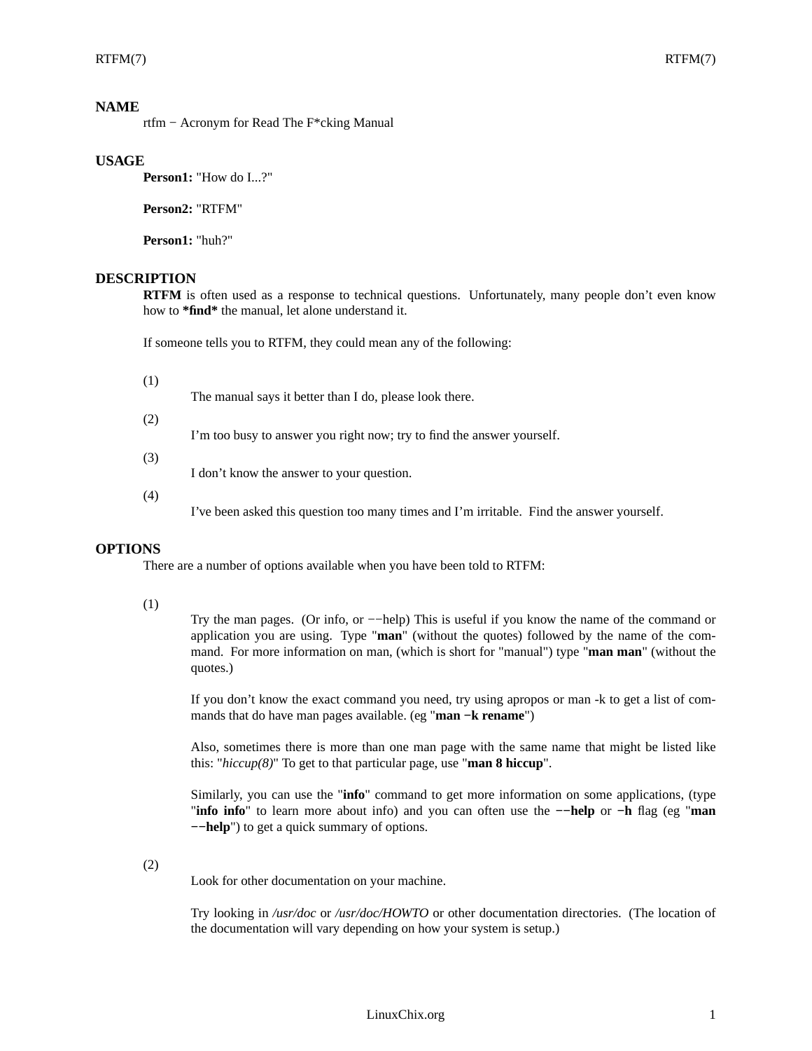## NAME

rtfm − Acronym for Read The F*cking Manual

## USAGE

**Person1:** "How do I...?"

**Person2:** "RTFM"

**Person1:** "huh?"

## DESCRIPTION

**RTFM** is often used as a response to technical questions. Unfortunately, many people don't even know how to ***find*** the manual, let alone understand it.

If someone tells you to RTFM, they could mean any of the following:

(1)
The manual says it better than I do, please look there.

(2)
I'm too busy to answer you right now; try to find the answer yourself.

(3)
I don't know the answer to your question.

(4)
I've been asked this question too many times and I'm irritable. Find the answer yourself.

## OPTIONS

There are a number of options available when you have been told to RTFM:

(1)
Try the man pages. (Or info, or −−help) This is useful if you know the name of the command or application you are using. Type "**man**" (without the quotes) followed by the name of the command. For more information on man, (which is short for "manual") type "**man man**" (without the quotes.)

If you don't know the exact command you need, try using apropos or man -k to get a list of commands that do have man pages available. (eg "**man −k rename**")

Also, sometimes there is more than one man page with the same name that might be listed like this: "*hiccup(8)*" To get to that particular page, use "**man 8 hiccup**".

Similarly, you can use the "**info**" command to get more information on some applications, (type "**info info**" to learn more about info) and you can often use the **−−help** or **−h** flag (eg "**man −−help**") to get a quick summary of options.

(2)
Look for other documentation on your machine.

Try looking in */usr/doc* or */usr/doc/HOWTO* or other documentation directories. (The location of the documentation will vary depending on how your system is setup.)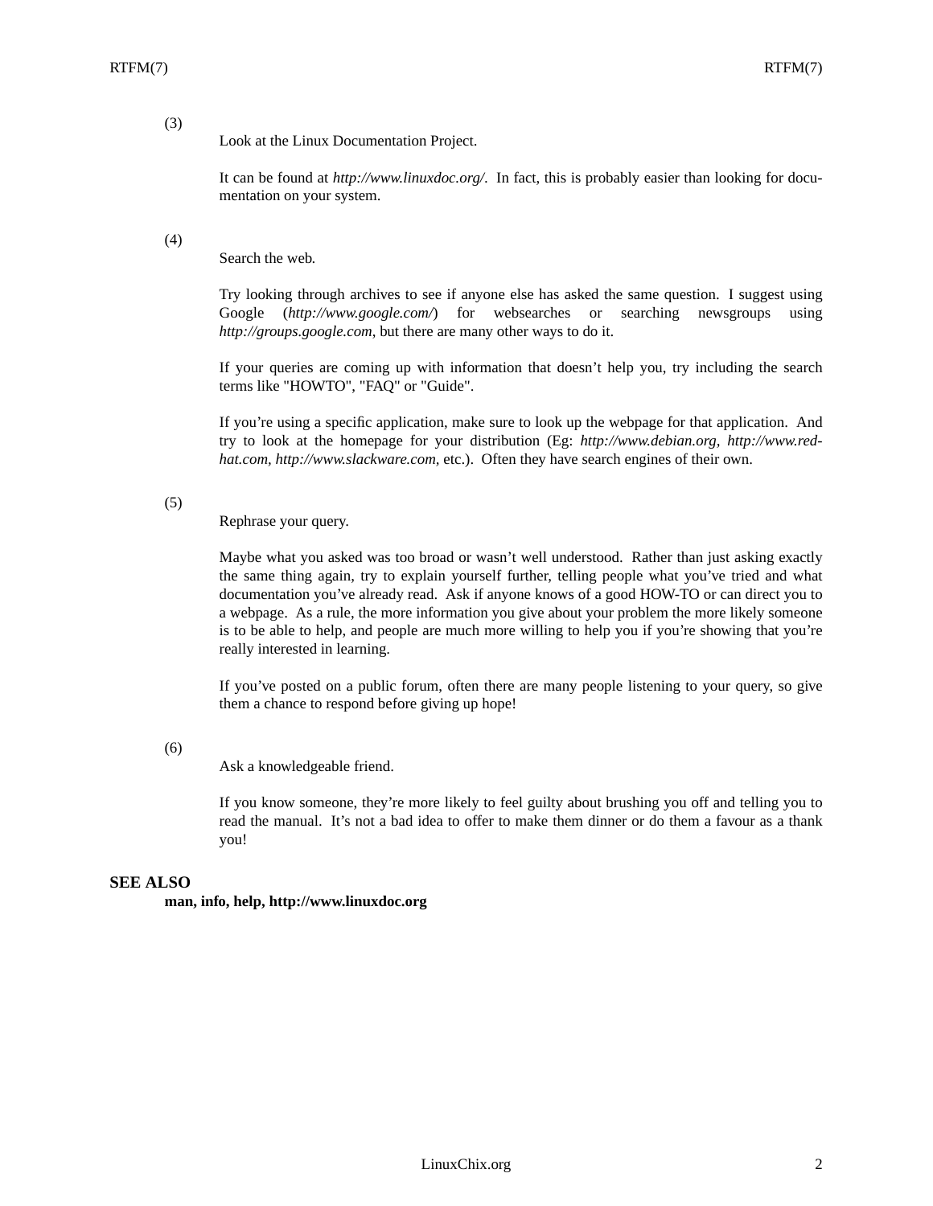(3)

Look at the Linux Documentation Project.

It can be found at *http://www.linuxdoc.org/*. In fact, this is probably easier than looking for documentation on your system.

(4)

Search the web.

Try looking through archives to see if anyone else has asked the same question. I suggest using Google (*http://www.google.com/*) for websearches or searching newsgroups using *http://groups.google.com*, but there are many other ways to do it.

If your queries are coming up with information that doesn't help you, try including the search terms like "HOWTO", "FAQ" or "Guide".

If you're using a specific application, make sure to look up the webpage for that application. And try to look at the homepage for your distribution (Eg: *http://www.debian.org*, *http://www.redhat.com*, *http://www.slackware.com*, etc.). Often they have search engines of their own.

(5)

Rephrase your query.

Maybe what you asked was too broad or wasn't well understood. Rather than just asking exactly the same thing again, try to explain yourself further, telling people what you've tried and what documentation you've already read. Ask if anyone knows of a good HOW-TO or can direct you to a webpage. As a rule, the more information you give about your problem the more likely someone is to be able to help, and people are much more willing to help you if you're showing that you're really interested in learning.

If you've posted on a public forum, often there are many people listening to your query, so give them a chance to respond before giving up hope!

(6)

Ask a knowledgeable friend.

If you know someone, they're more likely to feel guilty about brushing you off and telling you to read the manual. It's not a bad idea to offer to make them dinner or do them a favour as a thank you!

## SEE ALSO

**man, info, help, http://www.linuxdoc.org**